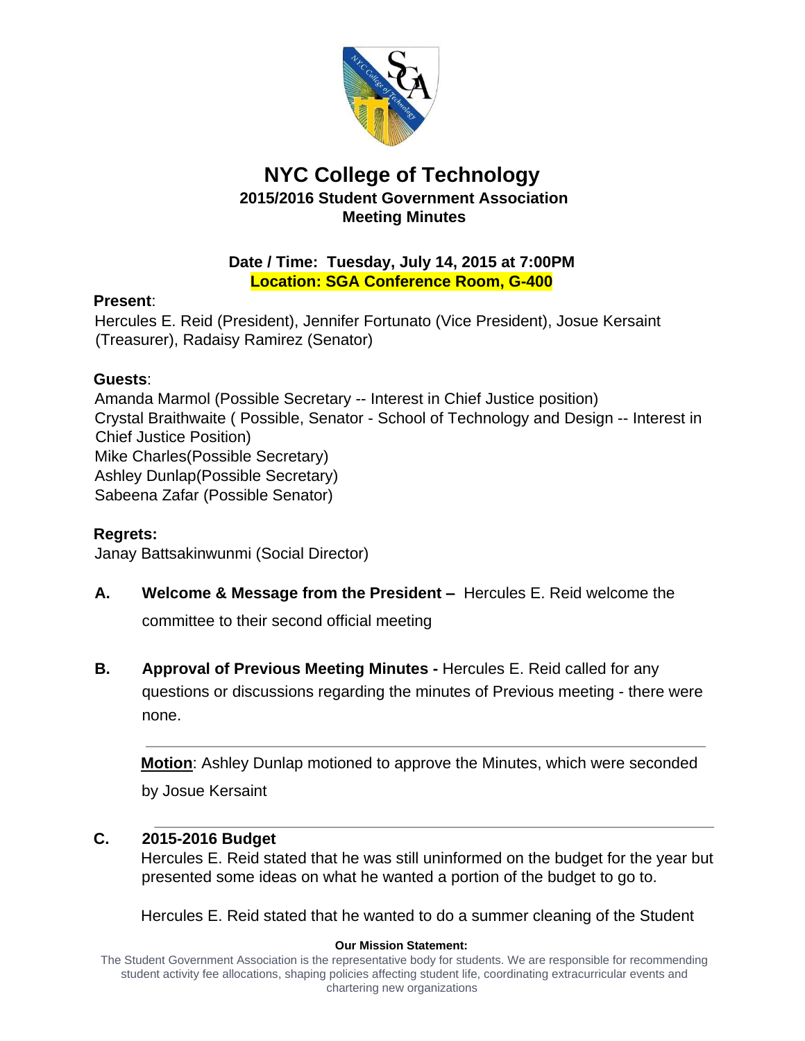# NYC College of Technology

## 2015/2016 Student Government Association
## Meeting Minutes

**Date / Time: Tuesday, July 14, 2015 at 7:00PM**
**Location: SGA Conference Room, G-400**

**Present**:
Hercules E. Reid (President), Jennifer Fortunato (Vice President), Josue Kersaint (Treasurer), Radaisy Ramirez (Senator)

**Guests**:
Amanda Marmol (Possible Secretary -- Interest in Chief Justice position)
Crystal Braithwaite ( Possible, Senator - School of Technology and Design -- Interest in Chief Justice Position)
Mike Charles(Possible Secretary)
Ashley Dunlap(Possible Secretary)
Sabeena Zafar (Possible Senator)

**Regrets:**
Janay Battsakinwunmi (Social Director)

**A. Welcome & Message from the President –** Hercules E. Reid welcome the committee to their second official meeting

**B. Approval of Previous Meeting Minutes -** Hercules E. Reid called for any questions or discussions regarding the minutes of Previous meeting - there were none.

---

**Motion**: Ashley Dunlap motioned to approve the Minutes, which were seconded by Josue Kersaint

---

**C. 2015-2016 Budget**

Hercules E. Reid stated that he was still uninformed on the budget for the year but presented some ideas on what he wanted a portion of the budget to go to.

Hercules E. Reid stated that he wanted to do a summer cleaning of the Student

**Our Mission Statement:**
The Student Government Association is the representative body for students. We are responsible for recommending student activity fee allocations, shaping policies affecting student life, coordinating extracurricular events and chartering new organizations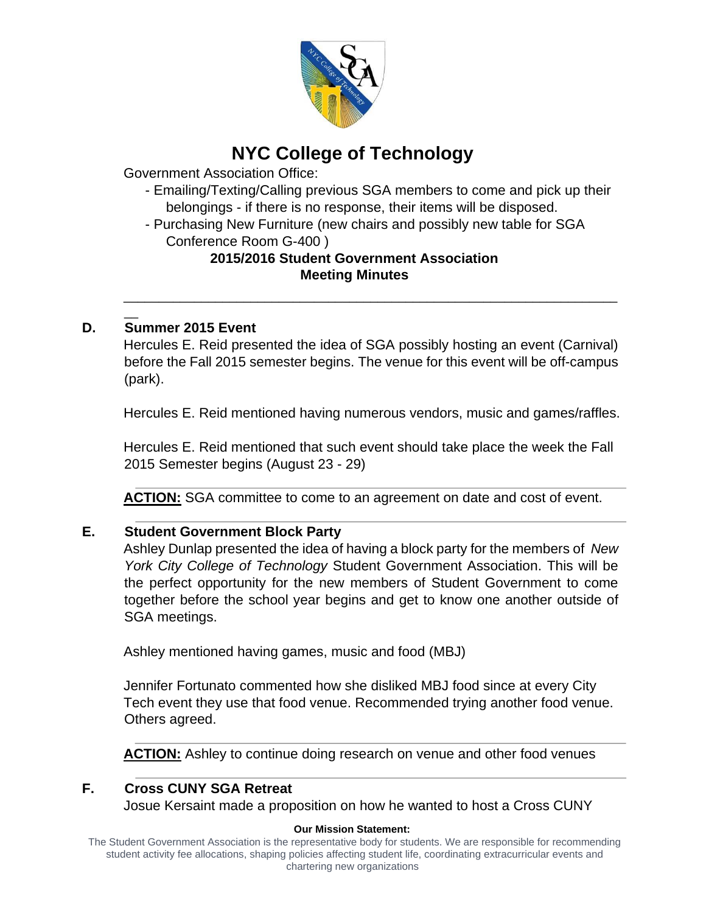# NYC College of Technology

Government Association Office:

- Emailing/Texting/Calling previous SGA members to come and pick up their belongings - if there is no response, their items will be disposed.
- Purchasing New Furniture (new chairs and possibly new table for SGA Conference Room G-400 )

**2015/2016 Student Government Association**
**Meeting Minutes**

---

### D. Summer 2015 Event

Hercules E. Reid presented the idea of SGA possibly hosting an event (Carnival) before the Fall 2015 semester begins. The venue for this event will be off-campus (park).

Hercules E. Reid mentioned having numerous vendors, music and games/raffles.

Hercules E. Reid mentioned that such event should take place the week the Fall 2015 Semester begins (August 23 - 29)

**ACTION:** SGA committee to come to an agreement on date and cost of event.

### E. Student Government Block Party

Ashley Dunlap presented the idea of having a block party for the members of *New York City College of Technology* Student Government Association. This will be the perfect opportunity for the new members of Student Government to come together before the school year begins and get to know one another outside of SGA meetings.

Ashley mentioned having games, music and food (MBJ)

Jennifer Fortunato commented how she disliked MBJ food since at every City Tech event they use that food venue. Recommended trying another food venue. Others agreed.

**ACTION:** Ashley to continue doing research on venue and other food venues

### F. Cross CUNY SGA Retreat

Josue Kersaint made a proposition on how he wanted to host a Cross CUNY

**Our Mission Statement:**
The Student Government Association is the representative body for students. We are responsible for recommending student activity fee allocations, shaping policies affecting student life, coordinating extracurricular events and chartering new organizations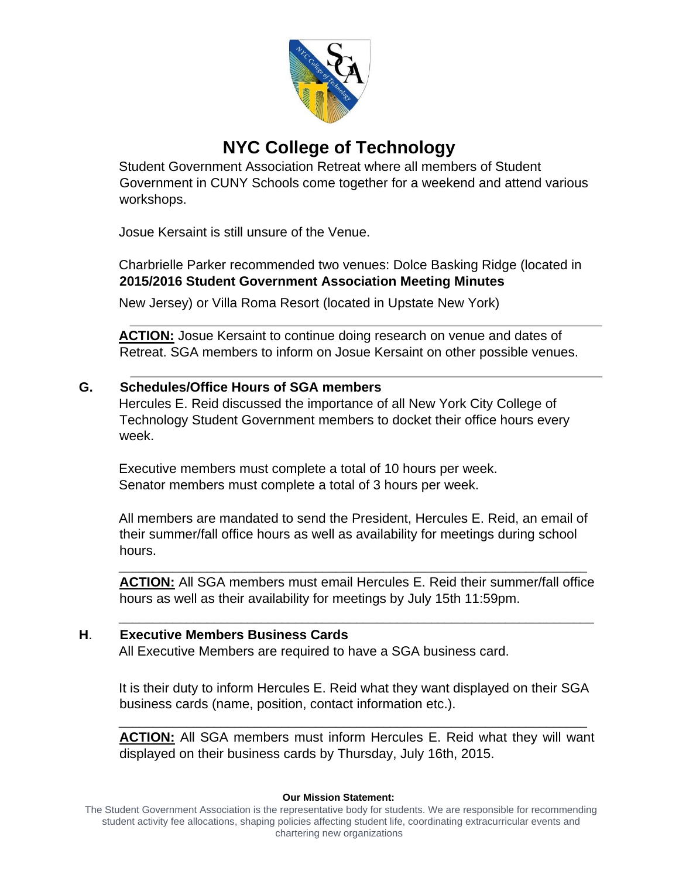Student Government Association Retreat where all members of Student Government in CUNY Schools come together for a weekend and attend various workshops.

Josue Kersaint is still unsure of the Venue.

Charbrielle Parker recommended two venues: Dolce Basking Ridge (located in New Jersey) or Villa Roma Resort (located in Upstate New York)

---

**ACTION:** Josue Kersaint to continue doing research on venue and dates of Retreat. SGA members to inform on Josue Kersaint on other possible venues.

---

**G. Schedules/Office Hours of SGA members**

Hercules E. Reid discussed the importance of all New York City College of Technology Student Government members to docket their office hours every week.

Executive members must complete a total of 10 hours per week.
Senator members must complete a total of 3 hours per week.

All members are mandated to send the President, Hercules E. Reid, an email of their summer/fall office hours as well as availability for meetings during school hours.

---

**ACTION:** All SGA members must email Hercules E. Reid their summer/fall office hours as well as their availability for meetings by July 15th 11:59pm.

---

**H. Executive Members Business Cards**

All Executive Members are required to have a SGA business card.

It is their duty to inform Hercules E. Reid what they want displayed on their SGA business cards (name, position, contact information etc.).

---

**ACTION:** All SGA members must inform Hercules E. Reid what they will want displayed on their business cards by Thursday, July 16th, 2015.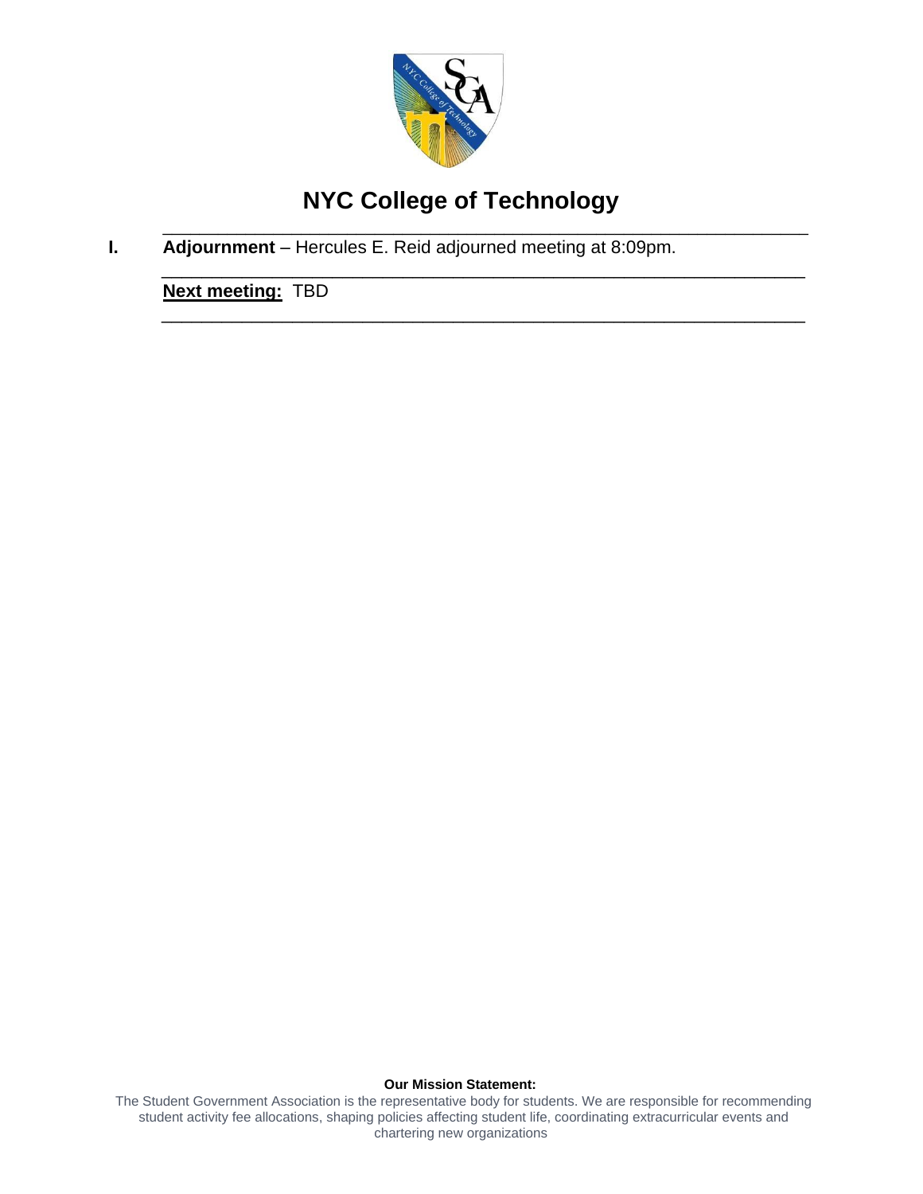# NYC College of Technology

I. **Adjournment** – Hercules E. Reid adjourned meeting at 8:09pm.

**Next meeting:** TBD

**Our Mission Statement:**

The Student Government Association is the representative body for students. We are responsible for recommending student activity fee allocations, shaping policies affecting student life, coordinating extracurricular events and chartering new organizations